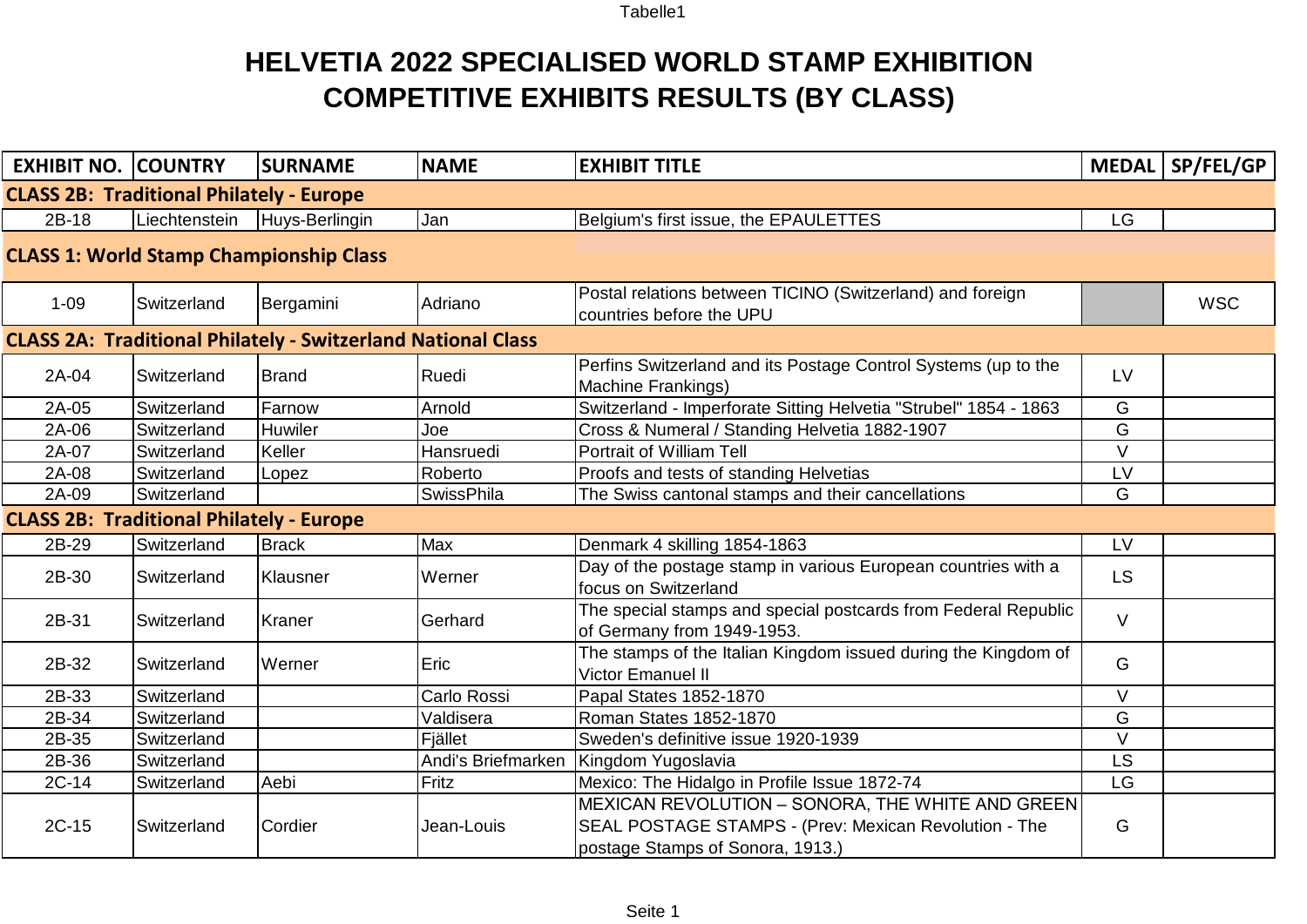# HELVETIA 2022 SPECIALISED WORLD STAMP EXHIBITION
# COMPETITIVE EXHIBITS RESULTS (BY CLASS)

| EXHIBIT NO. | COUNTRY | SURNAME | NAME | EXHIBIT TITLE | MEDAL | SP/FEL/GP |
|---|---|---|---|---|---|---|
| **CLASS 2B: Traditional Philately - Europe** | | | | | | |
| 2B-18 | Liechtenstein | Huys-Berlingin | Jan | Belgium's first issue, the EPAULETTES | LG | |
| **CLASS 1: World Stamp Championship Class** | | | | | | |
| 1-09 | Switzerland | Bergamini | Adriano | Postal relations between TICINO (Switzerland) and foreign countries before the UPU | | WSC |
| **CLASS 2A: Traditional Philately - Switzerland National Class** | | | | | | |
| 2A-04 | Switzerland | Brand | Ruedi | Perfins Switzerland and its Postage Control Systems (up to the Machine Frankings) | LV | |
| 2A-05 | Switzerland | Farnow | Arnold | Switzerland - Imperforate Sitting Helvetia "Strubel" 1854 - 1863 | G | |
| 2A-06 | Switzerland | Huwiler | Joe | Cross & Numeral / Standing Helvetia 1882-1907 | G | |
| 2A-07 | Switzerland | Keller | Hansruedi | Portrait of William Tell | V | |
| 2A-08 | Switzerland | Lopez | Roberto | Proofs and tests of standing Helvetias | LV | |
| 2A-09 | Switzerland | | SwissPhila | The Swiss cantonal stamps and their cancellations | G | |
| **CLASS 2B: Traditional Philately - Europe** | | | | | | |
| 2B-29 | Switzerland | Brack | Max | Denmark 4 skilling 1854-1863 | LV | |
| 2B-30 | Switzerland | Klausner | Werner | Day of the postage stamp in various European countries with a focus on Switzerland | LS | |
| 2B-31 | Switzerland | Kraner | Gerhard | The special stamps and special postcards from Federal Republic of Germany from 1949-1953. | V | |
| 2B-32 | Switzerland | Werner | Eric | The stamps of the Italian Kingdom issued during the Kingdom of Victor Emanuel II | G | |
| 2B-33 | Switzerland | | Carlo Rossi | Papal States 1852-1870 | V | |
| 2B-34 | Switzerland | | Valdisera | Roman States 1852-1870 | G | |
| 2B-35 | Switzerland | | Fjället | Sweden's definitive issue 1920-1939 | V | |
| 2B-36 | Switzerland | | Andi's Briefmarken | Kingdom Yugoslavia | LS | |
| 2C-14 | Switzerland | Aebi | Fritz | Mexico: The Hidalgo in Profile Issue 1872-74 | LG | |
| 2C-15 | Switzerland | Cordier | Jean-Louis | MEXICAN REVOLUTION – SONORA, THE WHITE AND GREEN SEAL POSTAGE STAMPS - (Prev: Mexican Revolution - The postage Stamps of Sonora, 1913.) | G | |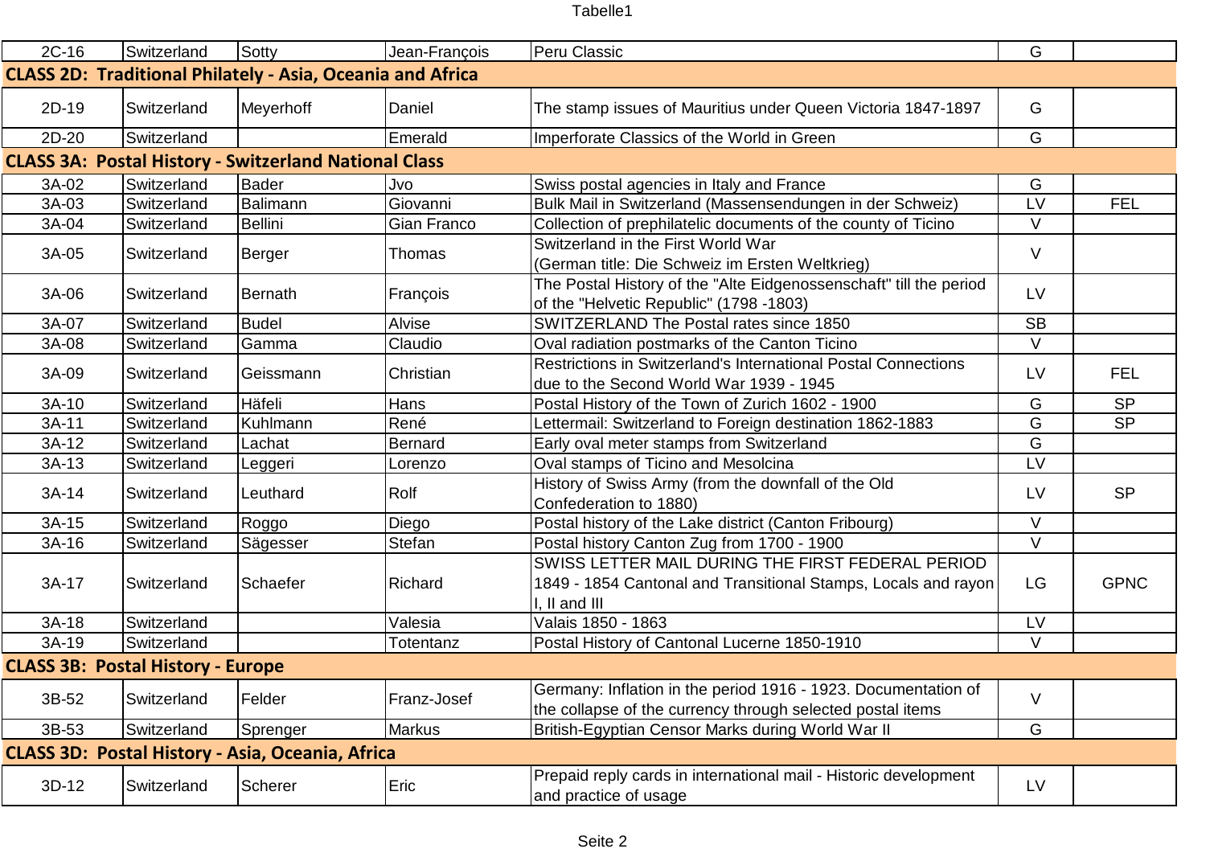| | | | | | | |
|---|---|---|---|---|---|---|
| 2C-16 | Switzerland | Sotty | Jean-François | Peru Classic | G | |
| **CLASS 2D: Traditional Philately - Asia, Oceania and Africa** | | | | | | |
| 2D-19 | Switzerland | Meyerhoff | Daniel | The stamp issues of Mauritius under Queen Victoria 1847-1897 | G | |
| 2D-20 | Switzerland | | Emerald | Imperforate Classics of the World in Green | G | |
| **CLASS 3A: Postal History - Switzerland National Class** | | | | | | |
| 3A-02 | Switzerland | Bader | Jvo | Swiss postal agencies in Italy and France | G | |
| 3A-03 | Switzerland | Balimann | Giovanni | Bulk Mail in Switzerland (Massensendungen in der Schweiz) | LV | FEL |
| 3A-04 | Switzerland | Bellini | Gian Franco | Collection of prephilatelic documents of the county of Ticino | V | |
| 3A-05 | Switzerland | Berger | Thomas | Switzerland in the First World War (German title: Die Schweiz im Ersten Weltkrieg) | V | |
| 3A-06 | Switzerland | Bernath | François | The Postal History of the "Alte Eidgenossenschaft" till the period of the "Helvetic Republic" (1798 -1803) | LV | |
| 3A-07 | Switzerland | Budel | Alvise | SWITZERLAND The Postal rates since 1850 | SB | |
| 3A-08 | Switzerland | Gamma | Claudio | Oval radiation postmarks of the Canton Ticino | V | |
| 3A-09 | Switzerland | Geissmann | Christian | Restrictions in Switzerland's International Postal Connections due to the Second World War 1939 - 1945 | LV | FEL |
| 3A-10 | Switzerland | Häfeli | Hans | Postal History of the Town of Zurich 1602 - 1900 | G | SP |
| 3A-11 | Switzerland | Kuhlmann | René | Lettermail: Switzerland to Foreign destination 1862-1883 | G | SP |
| 3A-12 | Switzerland | Lachat | Bernard | Early oval meter stamps from Switzerland | G | |
| 3A-13 | Switzerland | Leggeri | Lorenzo | Oval stamps of Ticino and Mesolcina | LV | |
| 3A-14 | Switzerland | Leuthard | Rolf | History of Swiss Army (from the downfall of the Old Confederation to 1880) | LV | SP |
| 3A-15 | Switzerland | Roggo | Diego | Postal history of the Lake district (Canton Fribourg) | V | |
| 3A-16 | Switzerland | Sägesser | Stefan | Postal history Canton Zug from 1700 - 1900 | V | |
| 3A-17 | Switzerland | Schaefer | Richard | SWISS LETTER MAIL DURING THE FIRST FEDERAL PERIOD 1849 - 1854 Cantonal and Transitional Stamps, Locals and rayon I, II and III | LG | GPNC |
| 3A-18 | Switzerland | | Valesia | Valais 1850 - 1863 | LV | |
| 3A-19 | Switzerland | | Totentanz | Postal History of Cantonal Lucerne 1850-1910 | V | |
| **CLASS 3B: Postal History - Europe** | | | | | | |
| 3B-52 | Switzerland | Felder | Franz-Josef | Germany: Inflation in the period 1916 - 1923. Documentation of the collapse of the currency through selected postal items | V | |
| 3B-53 | Switzerland | Sprenger | Markus | British-Egyptian Censor Marks during World War II | G | |
| **CLASS 3D: Postal History - Asia, Oceania, Africa** | | | | | | |
| 3D-12 | Switzerland | Scherer | Eric | Prepaid reply cards in international mail - Historic development and practice of usage | LV | |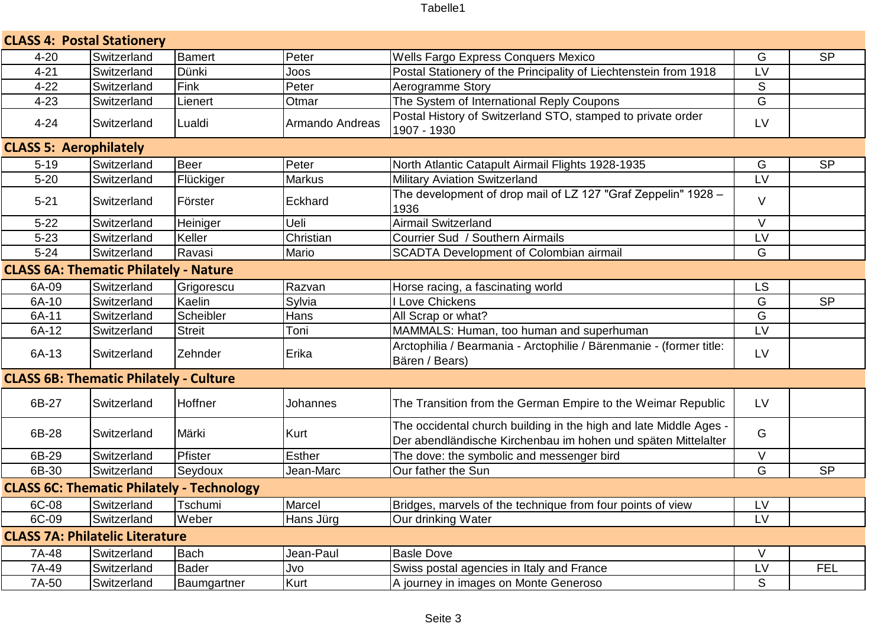| | | | | | | |
|---|---|---|---|---|---|---|
| **CLASS 4: Postal Stationery** | | | | | | |
| 4-20 | Switzerland | Bamert | Peter | Wells Fargo Express Conquers Mexico | G | SP |
| 4-21 | Switzerland | Dünki | Joos | Postal Stationery of the Principality of Liechtenstein from 1918 | LV | |
| 4-22 | Switzerland | Fink | Peter | Aerogramme Story | S | |
| 4-23 | Switzerland | Lienert | Otmar | The System of International Reply Coupons | G | |
| 4-24 | Switzerland | Lualdi | Armando Andreas | Postal History of Switzerland STO, stamped to private order 1907 - 1930 | LV | |
| **CLASS 5: Aerophilately** | | | | | | |
| 5-19 | Switzerland | Beer | Peter | North Atlantic Catapult Airmail Flights 1928-1935 | G | SP |
| 5-20 | Switzerland | Flückiger | Markus | Military Aviation Switzerland | LV | |
| 5-21 | Switzerland | Förster | Eckhard | The development of drop mail of LZ 127 "Graf Zeppelin" 1928 – 1936 | V | |
| 5-22 | Switzerland | Heiniger | Ueli | Airmail Switzerland | V | |
| 5-23 | Switzerland | Keller | Christian | Courrier Sud / Southern Airmails | LV | |
| 5-24 | Switzerland | Ravasi | Mario | SCADTA Development of Colombian airmail | G | |
| **CLASS 6A: Thematic Philately - Nature** | | | | | | |
| 6A-09 | Switzerland | Grigorescu | Razvan | Horse racing, a fascinating world | LS | |
| 6A-10 | Switzerland | Kaelin | Sylvia | I Love Chickens | G | SP |
| 6A-11 | Switzerland | Scheibler | Hans | All Scrap or what? | G | |
| 6A-12 | Switzerland | Streit | Toni | MAMMALS: Human, too human and superhuman | LV | |
| 6A-13 | Switzerland | Zehnder | Erika | Arctophilia / Bearmania - Arctophilie / Bärenmanie - (former title: Bären / Bears) | LV | |
| **CLASS 6B: Thematic Philately - Culture** | | | | | | |
| 6B-27 | Switzerland | Hoffner | Johannes | The Transition from the German Empire to the Weimar Republic | LV | |
| 6B-28 | Switzerland | Märki | Kurt | The occidental church building in the high and late Middle Ages - Der abendländische Kirchenbau im hohen und späten Mittelalter | G | |
| 6B-29 | Switzerland | Pfister | Esther | The dove: the symbolic and messenger bird | V | |
| 6B-30 | Switzerland | Seydoux | Jean-Marc | Our father the Sun | G | SP |
| **CLASS 6C: Thematic Philately - Technology** | | | | | | |
| 6C-08 | Switzerland | Tschumi | Marcel | Bridges, marvels of the technique from four points of view | LV | |
| 6C-09 | Switzerland | Weber | Hans Jürg | Our drinking Water | LV | |
| **CLASS 7A: Philatelic Literature** | | | | | | |
| 7A-48 | Switzerland | Bach | Jean-Paul | Basle Dove | V | |
| 7A-49 | Switzerland | Bader | Jvo | Swiss postal agencies in Italy and France | LV | FEL |
| 7A-50 | Switzerland | Baumgartner | Kurt | A journey in images on Monte Generoso | S | |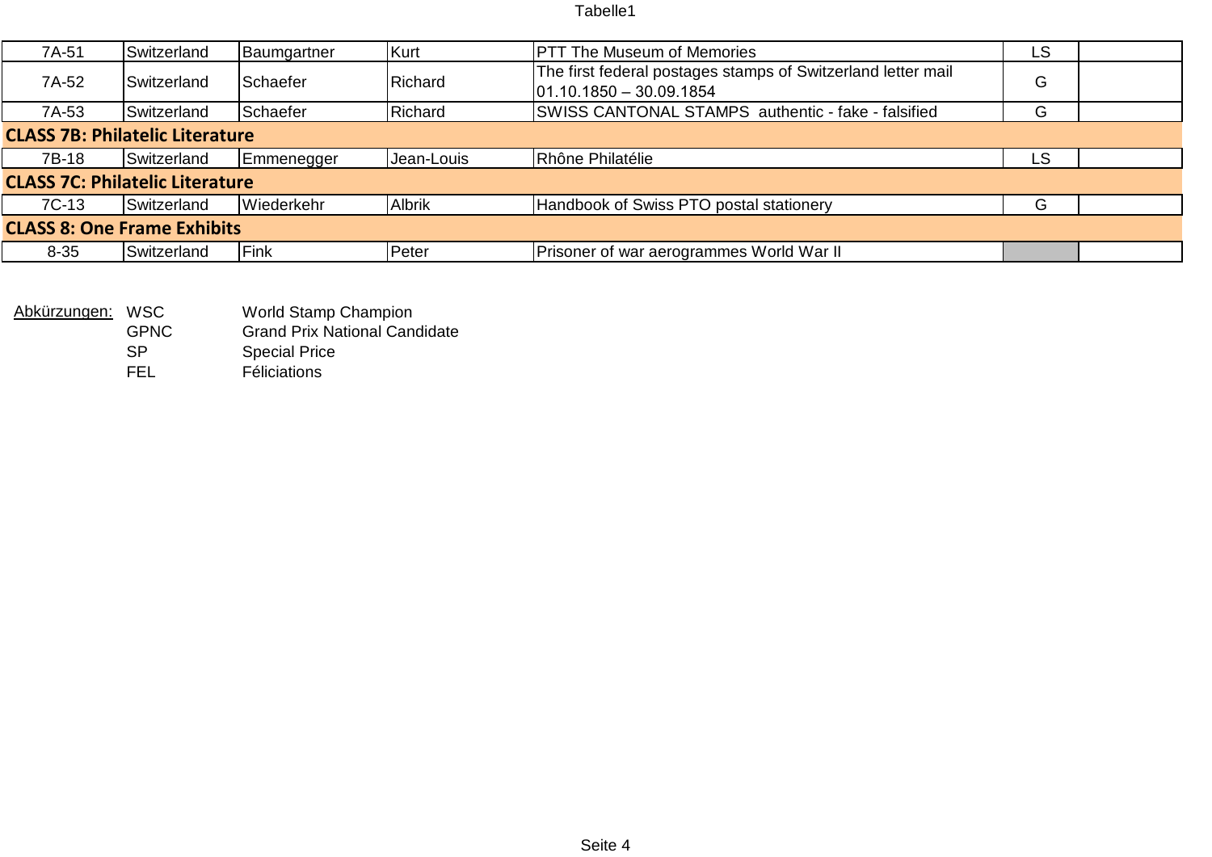| | | | | | | |
|---|---|---|---|---|---|---|
| 7A-51 | Switzerland | Baumgartner | Kurt | PTT The Museum of Memories | LS | |
| 7A-52 | Switzerland | Schaefer | Richard | The first federal postages stamps of Switzerland letter mail 01.10.1850 – 30.09.1854 | G | |
| 7A-53 | Switzerland | Schaefer | Richard | SWISS CANTONAL STAMPS authentic - fake - falsified | G | |
| **CLASS 7B: Philatelic Literature** | | | | | | |
| 7B-18 | Switzerland | Emmenegger | Jean-Louis | Rhône Philatélie | LS | |
| **CLASS 7C: Philatelic Literature** | | | | | | |
| 7C-13 | Switzerland | Wiederkehr | Albrik | Handbook of Swiss PTO postal stationery | G | |
| **CLASS 8: One Frame Exhibits** | | | | | | |
| 8-35 | Switzerland | Fink | Peter | Prisoner of war aerogrammes World War II | | |

Abkürzungen:

- WSC – World Stamp Champion
- GPNC – Grand Prix National Candidate
- SP – Special Price
- FEL – Féliciations